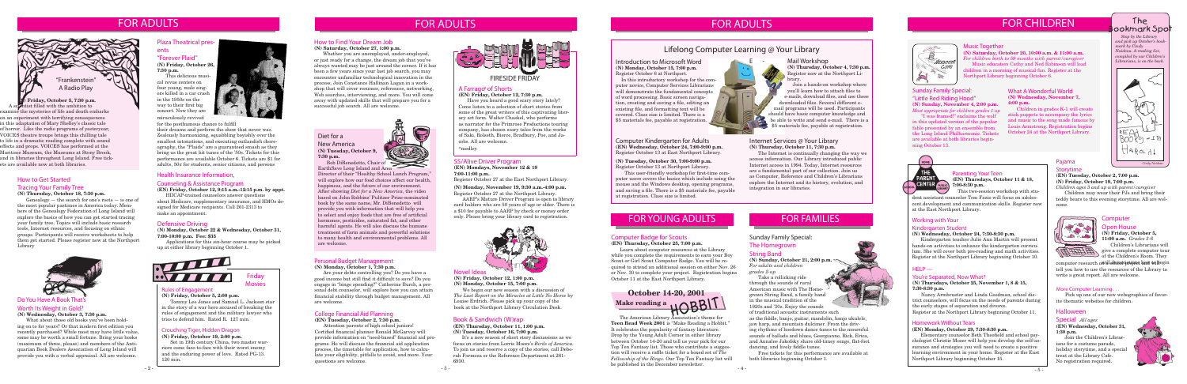# FOR ADULTS

### "Frankenstein" A Radio Play

**(N) Friday, October 5, 7:30 p.m.**

A scientist filled with the ambition to examine the mysteries of life and death embarks on an experiment with terrifying consequences in this adaptation of Mary Shelley's classic tale of horror. Like the radio programs of yesteryear, VOICES theatre troupe brings this chilling tale to life in a dramatic reading complete with sound effects and props. VOICES has performed at the Maritime Museum, the Museums at Stony Brook, and in libraries throughout Long Island. Free tickets are available now at both libraries.

## How to Get Started Tracing Your Family Tree

**(N) Thursday, October 18, 7:30 p.m.**

Genealogy — the search for one's roots — is one of the most popular pastimes in America today. Members of the Genealogy Federation of Long Island will explore the basics of how you can get started tracing your family tree. Topics will include basic research tools, Internet resources, and focusing on ethnic groups. Participants will receive worksheets to help them get started. Please register now at the Northport Library.

## Do You Have A Book That's Worth Its Weight in Gold?

**(N) Wednesday, October 3, 7:30 p.m.**

What about those old books you've been holding on to for years? Or that modern first edition you recently purchased? While most may have little value, some may be worth a small fortune. Bring your books (maximum of three, please) and members of the Antiquarian Book Dealers Association of Long Island will provide you with a verbal appraisal. All are welcome.

## Plaza Theatrical presents "Forever Plaid"

**(N) Friday, October 26, 7:30 p.m.**

This delicious musical revue centers on four young, male singers killed in a car crash in the 1950s on the way to their first big concert. Now they are miraculously revived for the posthumous chance to fulfill their dreams and perform the show that never was. Zealously harmonizing, squabbling boyishly over the smallest intonations, and executing outlandish choreography, the "Plaids" are a guaranteed smash as they bring to the great hit tunes of the '50s. Tickets for this performance are available October 6. Tickets are $1 for adults, 50¢ for students, senior citizens, and persons

## Health Insurance Information, Counseling & Assistance Program

**(EN) Friday, October 12, 9:15 a.m.-12:15 p.m. by appt.**

HIICAP-trained counselors answer questions about Medicare, supplementary insurance, and HMOs designed for Medicare recipients. Call 261-2313 to make an appointment.

## Defensive Driving

**(N) Monday, October 22 & Wednesday, October 31, 7:00-10:00 p.m. Fee: $35**

Applications for this six-hour course may be picked up at either library beginning October 1.

## Friday Movies

### Rules of Engagement

**(N) Friday, October 5, 2:00 p.m.**

Tommy Lee Jones and Samuel L. Jackson star in the story of a war hero accused of breaking the rules of engagement and the military lawyer who tries to defend him. Rated R. 127 min.

### Crouching Tiger, Hidden Dragon

**(N) Friday, October 19, 2:00 p.m.**

Set in 19th century China, two master warriors come face-to-face with their worst enemy and the enduring power of love. Rated PG-13. 120 min.

## How to Find Your Dream Job

**(N) Saturday, October 27, 1:00 p.m.**

Whether you are unemployed, under-employed, or just ready for a change, the dream job that you've always wanted may be just around the corner. If it has been a few years since your last job search, you may encounter unfamiliar technological innovation in the process. Join Constance Hallinan Lagan in a workshop that will cover resumes, references, networking, Web searches, interviewing, and more. You will come away with updated skills that will prepare you for a successful job search. All are welcome.

## Diet for a New America

**(N) Tuesday, October 9, 7:30 p.m.**

Bob DiBenedetto, Chair of EarthSave Long Island and Area Director of their "Healthy School Lunch Program," will explore how our food choices affect our health, happiness, and the future of our environment. After showing *Diet for a New America*, the video based on John Robbins' Pulitzer Prize-nominated book by the same name, Mr. DiBenedetto will provide you with information that will help you to select and enjoy foods that are free of artificial hormones, pesticides, saturated fat, and other harmful agents. He will also discuss the humane treatment of farm animals and powerful solutions to many health and environmental problems. All are welcome.

## Personal Budget Management

**(N) Monday, October 1, 7:30 p.m.**

Are your debts controlling you? Do you have a good income but still find it difficult to save? Do you engage in "binge spending?" Catherine Burch, a personal debt counselor, will explore how you can attain financial stability through budget management. All are welcome.

## College Financial Aid Planning

**(EN) Tuesday, October 2, 7:30 p.m.**

Attention parents of high school juniors! Certified financial planner Ronald McGarvey will provide information on "need-based" financial aid programs. He will discuss the financial aid application process, the timetable for application, how to calculate your eligibility, pitfalls to avoid, and more. Your questions are welcome.

## FIRESIDE FRIDAY

### A Farrago* of Shorts

**(EN) Friday, October 12, 7:30 p.m.**

Have you heard a good scary story lately? Come listen to a selection of short stories from some of the great writers of this captivating literary art form. Walter Chuckel, who performs as narrator for the Primrose Productions touring company, has chosen scary tales from the works of Saki, Roheth, Bierce, Bradbury, Poe, and Jacobs. All are welcome.

*medley

## 55/Alive Driver Program

**(EN) Mondays, November 12 & 19 7:00-11:00 p.m.**

Register October 27 at the East Northport Library.

**(N) Monday, November 19, 9:30 a.m.-4:00 p.m.**

Register October 27 at the Northport Library.

AARP's Mature Driver Program is open to library card holders who are 50 years of age or older. There is a $10 fee payable to AARP by check or money order only. Please bring your library card to registration.

## Novel Ideas

**(N) Friday, October 12, 1:00 p.m.**
**(N) Monday, October 15, 7:00 p.m.**

We begin our new season with a discussion of *The Last Report on the Miracles at Little No Horse* by Louise Erdrich. Please pick up your copy of the book at the Northport Library Circulation Desk.

## Book & Sandwich (W)rap

**(EN) Thursday, October 11, 1:00 p.m.**
**(N) Tuesday, October 16, 7:00 p.m.**

It's a new season of short story discussions as we focus on stories from Lorrie Moore's *Birds of America*. To join us and reserve a copy of the stories, call Deborah Formoso or the Reference Department at 261-6930.

# FOR ADULTS

## Lifelong Computer Learning @ Your Library

### Introduction to Microsoft Word

**(N) Monday, October 15, 7:00 p.m.**

Register October 6 at Northport.

In this introductory workshop for the computer novice, Computer Services Librarians will demonstrate the fundamental concepts of word processing. Basic screen navigation, creating and saving a file, editing an existing file, and formatting text will be covered. Class size is limited. There is a $5 materials fee, payable at registration.

### Mail Workshop

**(N) Thursday, October 4, 7:30 p.m.**

Register now at the Northport Library.

Join a hands-on workshop where you'll learn how to attach files to e-mails, download files, and use these downloaded files. Several different e-mail programs will be used. Participants should have basic computer knowledge and be able to write and send e-mail. There is a $5 materials fee, payable at registration.

### Computer Kindergarten for Adults

**(EN) Wednesday, October 24, 7:00-9:00 p.m.**

Register October 13 at East Northport Library.

**(N) Tuesday, October 30, 7:00-9:00 p.m.**

Register October 13 at Northport Library.

This user-friendly workshop for first-time computer users covers the basics which include using the mouse and the Windows desktop, opening programs, and saving a file. There is a $5 materials fee, payable at registration. Class size is limited.

### Internet Services @ Your Library

**(N) Thursday, October 11, 7:30 p.m.**

The Internet is continually changing the way we access information. Our Library introduced public Internet access in 1994. Today, Internet resources are a fundamental part of our collection. Join us as Computer, Reference and Children's Librarians explore the Internet and its history, evolution, and integration in our libraries.

# FOR YOUNG ADULTS

## Computer Badge for Scouts

**(EN) Thursday, October 25, 7:00 p.m.**

Learn about computer resources at the Library while you complete the requirements to earn your Boy Scout or Girl Scout Computer Badge. You will be required to attend an additional session on either Nov. 26 or Nov. 30 to complete your project. Registration begins October 11 at the East Northport Library.

### October 14-20, 2001

### Make reading a HOBBIT

The American Library Association's theme for **Teen Read Week 2001** is "Make Reading a Hobbit." It celebrates the popularity of fantasy literature. Drop by the Young Adult Corner in either library between October 14-20 and tell us your pick for our Top Ten Fantasy list. Those who contribute a suggestion will receive a raffle ticket for a boxed set of *The Fellowship of the Rings*. Our Top Ten Fantasy list will be published in the December newsletter.

# FOR FAMILIES

## Sunday Family Special: The Homegrown String Band

**(N) Sunday, October 21, 2:00 p.m.**
*For adults and children grades 2-up*

Take a rollicking ride through the sounds of rural American music with The Homegrown String Band, a family band in the musical tradition of the 1920s and '30s. Enjoy the sounds of traditional acoustic instruments such as the fiddle, banjo, guitar, mandolin, banjo ukulele, jaw harp, and mountain dulcimer. From the driving rhythms of hoedown dance tunes to the mournful sounds of ballads and blues, Georgiann, Rick, Erica, and Annalee Jabofsky share old-timey songs, flat-foot dancing, and lively fiddle tunes.

Free tickets for this performance are available at both libraries beginning October 1.

# FOR CHILDREN

## Music Together

**(N) Saturday, October 20, 10:00 a.m. & 11:00 a.m.**
*For children birth to 59 months with parent/caregiver*

Music educators Cathy and Ned Robinson will lead children in a morning of musical fun. Register at the Northport Library beginning October 6.

## Sunday Family Special: "Little Red Riding Hood"

**(N) Sunday, November 4, 2:00 p.m.**
*Most appropriate for children grades 1-up*

"I was framed!" exclaims the wolf in this updated version of the popular fable presented by an ensemble from the Long Island Philharmonic. Tickets are available at both libraries beginning October 13.

## What A Wonderful World

**(N) Wednesday, November 7, 4:00 p.m.**

Children in grades K-1 will create stick puppets to accompany the lyrics and music to the song made famous by Louis Armstrong. Registration begins October 24 at the Northport Library.

## The Bookmark Spot

*Stop by the Library and pick up October's bookmark by Cindy Naidena. A reading list, compiled by our Children's Librarians, is on the back.*

## Parenting Your Teen

**(EN) Thursdays, October 11 & 18, 7:00-8:30 p.m.**

This two-session workshop with student assistant counselor Tom Fazio will focus on adolescent development and communication skills. Register now at the East Northport Library.

## Working with Your Kindergarten Student

**(N) Wednesday, October 24, 7:30-8:30 p.m.**

Kindergarten teacher Julie Ann Martin will present hands-on activities to enhance the kindergarten curriculum. She will cover both pre-reading and math activities. Register at the Northport Library beginning October 10.

## HELP — You're Separated, Now What?

**(N) Thursdays, October 25, November 1, 8 & 15, 7:30-8:30 p.m.**

Nancy Armbruster and Linda Goodman, school district counselors, will focus on the needs of parents during the early stages of separation and divorce. Register at the Northport Library beginning October 11.

## Homework Without Tears

**(EN) Monday, October 29, 7:30-8:30 p.m.**

Elementary counselor Beth Theofield and school psychologist Christie Moser will help you develop the self-assurance and strategies you will need to create a positive learning environment in your home. Register at the East Northport Library beginning October 15.

## Pajama Storytime

**(EN) Tuesday, October 2, 7:00 p.m.**
**(N) Friday, October 19, 7:00 p.m.**
*Children ages 3 and up with parent/caregiver*

Children may wear their PJs and bring their teddy bears to this evening storytime. All are welcome.

## Computer Open House

**(N) Friday, October 5, 11:00 a.m.** *Grades 3-6*

Children's Librarians will give a complete computer tour of the Children's Room. They will demonstrate the computer research stations and CD-ROM products and tell you how to use the resources of the Library to write a great report. All are welcome.

### More Computer Learning . . .

Pick up one of our new webographies of favorite thematic websites for children.

## Halloween Special *All ages*

**(EN) Wednesday, October 31, 1:30 p.m.**

Join the Children's Librarians for a costume parade, holiday storytime, and a special treat at the Library Cafe. No registration required.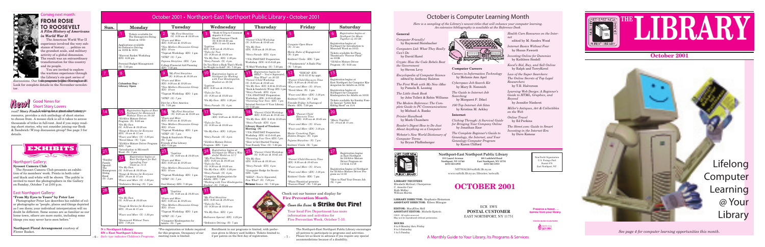## Coming next month:

# FROM ROSIE TO ROOSEVELT

### *A Film History of Americans in World War II*

The American World War II experience involved the very substance of history . . . politics on the grandest scale, and military activity of a global dimension. The result was an extraordinary transformation for this country and its people.

You are invited to explore the wartime experience through the Library's six-part series of discussions. Our film program begins November 8. Look for complete details in the November newsletter.

## Good News for Short Story Lovers

Read? *Story Finder* is an exciting new online reference resource, provides a rich anthology of short stories to choose from. A mouse click is all it takes to access thousands of titles in full-text. And if you enjoy reading short stories, why not consider joining our Book & Sandwich Wrap discussion group? See page 3 for details.

# EXHIBITS

### Northport Gallery:

**Sunset Camera Club**

The Sunset Camera Club presents an exhibition of its members' work. Prints in both color and black and white will be shown. The public is invited to meet the photographers in the Gallery on Sunday, October 7 at 2:00 p.m.

### East Northport Gallery:

**"From My Eyes to Yours" by Peter Lee**

Photographer Peter Lee describes his exhibit of color photographs as "people, places and things depicted as I see them; your individual interpretation will no doubt be different. Some scenes are as familiar as our home town, others are more exotic, including some things you may never have seen before."

**Northport Floral Arrangement** courtesy of Flower Basket.

## October 2001 • Northport-East Northport Public Library • October 2001

| Sun. | Monday | Tuesday | Wednesday | Thursday | Friday | Saturday |
|---|---|---|---|---|---|---|
| | **1** Tickets available for The Homegrown String Band on 10/21 <br> Applications available for Defensive Driving on 10/22 & 10/31 <br> \*Harvest Basket Workshop (EN) 4:30 pm <br> Personal Budget Management (N) 7:30 pm | **2** \*My First Storytime (N) 9:30 am & 10:30 am <br> \*Fours and More (EN) 9:30 am & 10:30 am <br> \*New Mothers Discussion Group (EN) 10 am <br> \*Tapestry Workshop (EN) 1 pm <br> \*STEP (N) 7 pm <br> Pajama Storytime (EN) 7 pm <br> College Financial Aid Planning (EN) 7:30 pm | **3** \*Book-A-Trip to Caramoor departs 8:15 am <br> Blood Pressure Check (N) 9:30-10:30 am (EN) 11 am-12 noon <br> \*Laptime (EN) 9:30 am & 10:30 am <br> \*Tales for Twos (N) 9:30 am & 10:30 am <br> \*On My Own (EN) 1:30 pm <br> \*Story Parade (N) 4 pm <br> Do You Have a Book That's Worth Its Weight in Gold? (N) 7:30 pm | **4** \*Parent/Child Workshop (N) 9:30 am & 10:45 am <br> \*On My Own (EN) 9:30 am & 10:30 am <br> \*Story Parade (EN) 4 pm <br> \*VA: PSAT/SAT Preparation Workshop (EN) 6:15-9:45 pm <br> \*E-Mail Workshop (N) 7:30 pm | **5** Computer Open House (N) 11 am <br> Movie: Rules of Engagement (N) 2 pm <br> Knitters' Circle (EN) 7 pm <br> \*"Frankenstein": A Radio Play (N) 7:30 pm | **6** Registration begins at Northport for Music Together on 10/20 <br> Registration begins at Northport for Introduction to Microsoft Word on 10/15 <br> Tickets available for Plaza Theatrical's "Forever Plaid" on 10/26 <br> \*55/Alive Mature Driver Program (N) 9:30 am |
| **7** | **8** Columbus Day - Library Open | **9** \*My First Storytime (N) 9:30 am & 10:30 am <br> \*Fours and More (EN) 9:30 am & 10:30 am <br> \*New Mothers Discussion Group (EN) 10 am <br> \*Tapestry Workshop (EN) 1 pm <br> \*STEP (N) 7 pm <br> Diet for a New America (N) 7:30 pm | **10** Registration begins at Northport for Working with Your Kindergartner Student on 10/24 <br> \*Laptime (EN) 9:30 am & 10:30 am <br> \*Tales for Twos (N) 9:30 am & 10:30 am <br> \*On My Own (EN) 1:30 pm <br> \*Story Parade (N) 4 pm | **11** Registration begins for "HELP — You're Separated, Now What?" on 10/25 <br> \*Parent/Child Workshop (N) 9:30 am & 10:45 am <br> \*On My Own (EN) 9:30 & 10:30 am <br> \*Book & Sandwich Wrap (EN) 1 pm <br> \*Story Parade (EN) 4 pm <br> \*VA: PSAT/SAT Preparation Workshop (EN) 6:15-9:45 pm <br> \*Parenting Your Teen (EN) 7 pm <br> Internet Services @ Your Library (N) 7:30 pm | **12** "SHCAP" (EN) 9:15-12:15 pm <br> \*Parent/Child Discovery Time (EN) 9:30 am & 10:45 am <br> \*Fours and More (N) 10 am <br> \*Novel Ideas (N) 1 pm <br> \*Fours and More (N) 1:30 pm <br> Knitters' Circle (N) 7 pm <br> Fireside Friday: A Passage of Hearts (EN) 7:30 pm | **13** Registration begins at East Northport for Computer Kindergarten for Adults on 10/28 <br> Registration begins at Northport for Computer Kindergarten for Adults on 10/30 <br> Tickets available for Sunday Family Special "Little Red Riding Hood" on 10/21 |
| **14** | **15** Registration begins at East Northport for Homework Without Tears on 10/29 <br> \*55/Alive Mature Driver Program (N) 9:30 am <br> \*On My Own (N) 9:30 am & 10:30 am <br> \*Songs & Stories for Everyone (EN) 10 am & 11 am <br> \*Fours and More (N) 1:30 pm <br> \*Novel Ideas (EN) 7 pm <br> \*55/Alive Mature Driver Program (EN) 7 pm <br> \*Introduction to Microsoft Word (N) 7 pm | **16** \*My First Storytime (N) 9:30 am & 10:30 am <br> \*Fours and More (EN) 9:30 am & 10:30 am <br> \*New Mothers Discussion Group (EN) 10 am <br> \*Tapestry Workshop (EN) 1 pm <br> \*STEP (N) 7 pm <br> \*Book & Sandwich Wrap (N) 7 pm <br> \*Going Beyond the Facts of the Library (EN) 7:30 pm | **17** \*Laptime (EN) 9:30 am & 10:30 am <br> \*Tales for Twos (N) 9:30 am & 10:30 am <br> \*On My Own (EN) 1:30 pm <br> \*Story Parade (N) 4 pm <br> \*55/Alive Mature Driver Program (EN) 7 pm | **18** \*Parent/Child Workshop (N) 9:30 am & 10:45 am <br> \*On My Own (EN) 9:30 & 10:30 am <br> \*Story Parade (EN) 4 pm <br> Library Board of Trustees Meeting (N) <br> \*VA: PSAT/SAT Preparation Workshop (EN) 6:15-9:45 pm <br> \*Parenting Your Teen (EN) 7 pm <br> \*How to Get Started Tracing Your Family Tree (N) 7:30 pm | **19** \*Parent/Child Discovery Time (EN) 9:30 am & 10:45 am <br> \*Fours and More (N) 10 am <br> \*Fours and More (N) 1:30 pm <br> Movie: Crouching Tiger, Hidden Dragon (N) 2 pm <br> Pajama Storytime (N) 7 pm <br> Knitters' Circle (N) 7 pm | **20** \*Music Together (N) 10 am & 11 am |
| **21** \*Sunday Family Special: The Homegrown String Band (N) 2 pm | **22** Registration begins at East Northport for Halloween Special for Children on 11/5 <br> \*On My Own (N) 9:30 am & 10:30 am <br> \*Songs & Stories for Everyone (EN) 10 am & 11 am <br> \*Fours and More (N) 1:30 pm <br> \*Defensive Driving (N) 7 pm | **23** \*Laptime (N) 9:30 am & 10:30 am <br> \*Fours and More (EN) 9:30 am & 10:30 am <br> \*New Mothers Discussion Group (EN) 10 am <br> \*Tapestry Workshop (EN) 1 pm <br> \*STEP (N) 7 pm <br> Oral History (EN) 7:30 pm | **24** Registration begins at Northport for What's a Wonderful World on 11/7 <br> \*My First Storytime (EN) 9:30 am & 10:30 am <br> \*Tales for Twos (N) 9:30 am & 10:30 am <br> \*On My Own (EN) 1:30 pm <br> \*Story Parade (N) 4 pm <br> \*Computer Kindergarten for Adults (EN) 7 pm <br> \*Working with Your Kindergarten Student (N) 7:30 pm | **25** \*Parent/Child Workshop (N) 9:30 am & 10:45 am <br> \*On My Own (EN) 9:30 am & 10:30 am <br> \*Story Parade (EN) 4 pm <br> \*Computer Badge for Scouts (EN) 7 pm <br> \*HELP - You're Separated, Now What? (N) 7:30 pm <br> Netwise Basics (N) 7:30 pm | **26** \*Parent/Child Discovery Time (EN) 9:30 am & 10:45 am <br> \*Fours and More (N) 10 am <br> \*Fours and More (N) 1:30 pm <br> Knitters' Circle (EN) 7 pm <br> \*Plaza Theatrical presents "Forever Plaid" (N) 7:30 pm | **27** Registration begins at East Northport for 55/Alive Mature Driver Program on 11/12 & 11/19 <br> Registration begins at Northport for 55/Alive Mature Driver Program on 11/20 <br> \*How to Find Your Dream Job (N) 1 pm |
| **28** | **29** \*On My Own (N) 9:30 am & 10:30 am <br> \*Songs & Stories for Everyone (EN) 10 am & 11 am <br> \*Fours and More (N) 1:30 pm <br> \*Homework Without Tears (EN) 7:30 pm | **30** \*Laptime (N) 9:30 am & 10:30 am <br> \*Fours and More (EN) 9:30 am & 10:30 am <br> \*New Mothers Discussion Group (EN) 10 am <br> \*Tapestry Workshop (EN) 1 pm <br> \*STEP (N) 7 pm <br> \*Computer Kindergarten for Adults (N) 7 pm | **31** \*My First Storytime (EN) 9:30 am & 10:30 am <br> \*Tales for Twos (N) 9:30 am & 10:30 am <br> \*On My Own (EN) 1 pm <br> Halloween Special (EN) 1:30 pm <br> \*Defensive Driving (N) 7 pm | | | |

Check out our banner and display for the **Fire Prevention Month.**

*Cover the Bases* **& Strike Out Fire!**

Your local Fire Department has more information and activities for Fire Prevention Week, October 7-13.

**N** = Northport Library <br>
**EN** = East Northport Library <br>
*Italic type indicates Children's Programs.*

\*Pre-registration or tickets required for this program. Occupancy of our meeting room is limited.

Enrollment in our programs is limited with preference given to library card holders. Tickets limited to 2 per patron on the first day of registration.

The Northport-East Northport Public Library encourages all patrons to participate in programs and activities. Please let us know in advance if you require any special accommodations because of a disability.

## October is Computer Learning Month

*Here is a sampling of the Library's newest titles that will enhance your computer learning. An extensive bibliography is available at the Reference Desk.*

### General

*Computer Friendly!* by Raymond Steinbacher

*Computers Ltd: What They Really Can't Do* by David Harel

*Crypto: How the Code Rebels Beat the Government* by Steven Levy

*Encyclopedia of Computer Science* edited by Anthony Ralston

*The First Book of My New iMac* by Pamela R. Leeming

*The Little iBook Book* by John Tollett & Robin Williams

*The Modem Reference: The Complete Guide to PC Communications* by Michael A. Banks

*Printer Handbook* by Mark Chambers

*Reader's Digest How to Do Just About Anything on a Computer*

*Webster's New World Dictionary of Computer Terms* by Bryan Pfaffenberger

### Computer Careers

*Careers in Information Technology* by Melanie Ann Apel

*Cyberspace Job Search Kit* by Mary B. Nemnich

*The Guide to Internet Job Searching* by Margaret F. Dikel

*100 Top Internet Job Sites* by Kristina M. Ackley

### Internet

*Clicking Through: A Survival Guide for Bringing Your Company Online* by Jonathan Ezor

*The Complete Beginner's Guide to Genealogy, the Internet, and Your Genealogy Computer Program* by Karen Clifford

*Health Care Resources on the Internet* edited by M. Sandra Wood

*Internet Basics Without Fear* by Shaun Fawcett

*Investing Online for Dummies* by Kathleen Sindell

*Kovel's Bid, Buy, and Sell Online* by Ralph and Terry Kovel

*Law of the Super Searchers: The Online Secrets of Top Legal Researchers* by T.R. Halvorson

*Learning Web Design: A Beginner's Guide to HTML, Graphics, and Beyond* by Jennifer Niederst

*Miller's Antiques, Art & Collectibles on the Web*

*Online Travel* by Ed Perkins

*The Street.com: Guide to Smart Investing in the Internet Era* by Dave Kansas

**Northport-East Northport Public Library**

151 Laurel Avenue, Northport, NY 11768, (631) 261-6930

185 Larkfield Road, East Northport, NY 11731, (631) 261-2313

NETWALK@suffolk.lib.ny.us

www.suffolk.lib.ny.us/libraries/netwalk

**LIBRARY TRUSTEES**

Elizabeth McGrail, Chairperson
C. Annette Carr
Ruth McKay
William Martin

**LIBRARY DIRECTOR:** Stephanie Heineman
**ASSISTANT DIRECTOR:** Eileen Minogue

**EDITOR:** MaryEllen Mall
**ASSISTANT EDITOR:** Michelle Epstein

©2001. All rights reserved.
May not be reproduced without permission.

**HOURS**
9 to 9 Monday thru Friday
9 to 5 Saturday
1 to 5 Sunday

# OCTOBER 2001

ECR·SS
**POSTAL CUSTOMER**
EAST NORTHPORT, NY 11731

Non-Profit Organization
U.S. Postage Paid
Permit #76
East Northport, NY

**Preserve a forest . . . borrow from your library.**

PRINTED ON RECYCLED PAPER

A Monthly Guide to Your Library, Its Programs & Services

# THE LIBRARY

**October 2001**

Lifelong Computer Learning @ Your Library

*See page 4 for computer learning opportunities this month.*